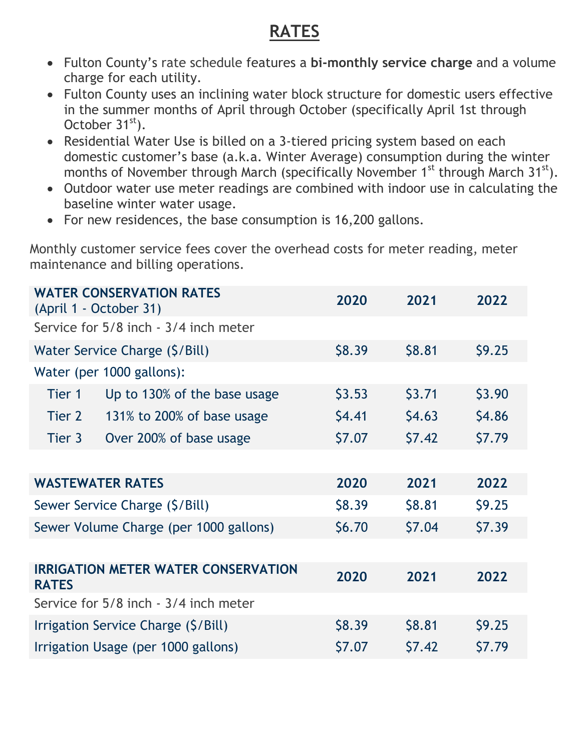# RATES

- Fulton County's rate schedule features a **bi-monthly service charge** and a volume charge for each utility.
- Fulton County uses an inclining water block structure for domestic users effective in the summer months of April through October (specifically April 1st through October 31st).
- Residential Water Use is billed on a 3-tiered pricing system based on each domestic customer's base (a.k.a. Winter Average) consumption during the winter months of November through March (specifically November 1st through March 31st).
- Outdoor water use meter readings are combined with indoor use in calculating the baseline winter water usage.
- For new residences, the base consumption is 16,200 gallons.

Monthly customer service fees cover the overhead costs for meter reading, meter maintenance and billing operations.

| **WATER CONSERVATION RATES** (April 1 - October 31) | | 2020 | 2021 | 2022 |
|---|---|---|---|---|
| Service for 5/8 inch - 3/4 inch meter | | | | |
| Water Service Charge ($/Bill) | | $8.39 | $8.81 | $9.25 |
| Water (per 1000 gallons): | | | | |
| Tier 1 | Up to 130% of the base usage | $3.53 | $3.71 | $3.90 |
| Tier 2 | 131% to 200% of base usage | $4.41 | $4.63 | $4.86 |
| Tier 3 | Over 200% of base usage | $7.07 | $7.42 | $7.79 |

| **WASTEWATER RATES** | 2020 | 2021 | 2022 |
|---|---|---|---|
| Sewer Service Charge ($/Bill) | $8.39 | $8.81 | $9.25 |
| Sewer Volume Charge (per 1000 gallons) | $6.70 | $7.04 | $7.39 |

| **IRRIGATION METER WATER CONSERVATION RATES** | 2020 | 2021 | 2022 |
|---|---|---|---|
| Service for 5/8 inch - 3/4 inch meter | | | |
| Irrigation Service Charge ($/Bill) | $8.39 | $8.81 | $9.25 |
| Irrigation Usage (per 1000 gallons) | $7.07 | $7.42 | $7.79 |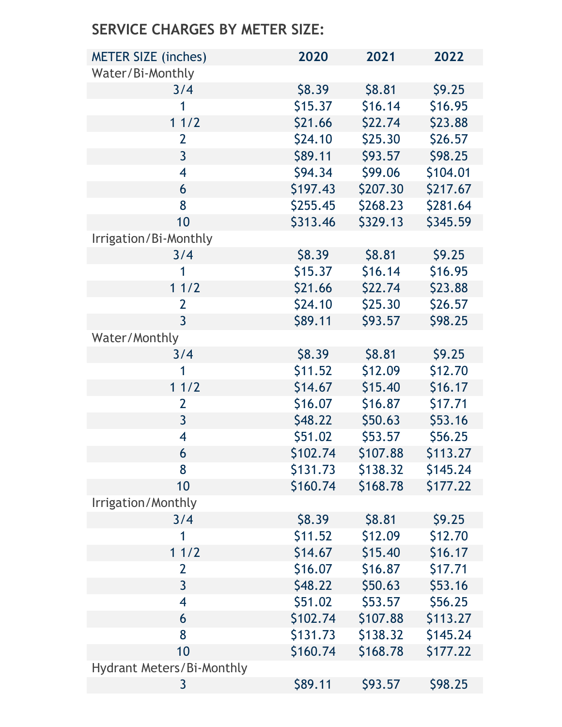## SERVICE CHARGES BY METER SIZE:

| METER SIZE (inches) | 2020 | 2021 | 2022 |
|---|---|---|---|
| Water/Bi-Monthly | | | |
| 3/4 | $8.39 | $8.81 | $9.25 |
| 1 | $15.37 | $16.14 | $16.95 |
| 1 1/2 | $21.66 | $22.74 | $23.88 |
| 2 | $24.10 | $25.30 | $26.57 |
| 3 | $89.11 | $93.57 | $98.25 |
| 4 | $94.34 | $99.06 | $104.01 |
| 6 | $197.43 | $207.30 | $217.67 |
| 8 | $255.45 | $268.23 | $281.64 |
| 10 | $313.46 | $329.13 | $345.59 |
| Irrigation/Bi-Monthly | | | |
| 3/4 | $8.39 | $8.81 | $9.25 |
| 1 | $15.37 | $16.14 | $16.95 |
| 1 1/2 | $21.66 | $22.74 | $23.88 |
| 2 | $24.10 | $25.30 | $26.57 |
| 3 | $89.11 | $93.57 | $98.25 |
| Water/Monthly | | | |
| 3/4 | $8.39 | $8.81 | $9.25 |
| 1 | $11.52 | $12.09 | $12.70 |
| 1 1/2 | $14.67 | $15.40 | $16.17 |
| 2 | $16.07 | $16.87 | $17.71 |
| 3 | $48.22 | $50.63 | $53.16 |
| 4 | $51.02 | $53.57 | $56.25 |
| 6 | $102.74 | $107.88 | $113.27 |
| 8 | $131.73 | $138.32 | $145.24 |
| 10 | $160.74 | $168.78 | $177.22 |
| Irrigation/Monthly | | | |
| 3/4 | $8.39 | $8.81 | $9.25 |
| 1 | $11.52 | $12.09 | $12.70 |
| 1 1/2 | $14.67 | $15.40 | $16.17 |
| 2 | $16.07 | $16.87 | $17.71 |
| 3 | $48.22 | $50.63 | $53.16 |
| 4 | $51.02 | $53.57 | $56.25 |
| 6 | $102.74 | $107.88 | $113.27 |
| 8 | $131.73 | $138.32 | $145.24 |
| 10 | $160.74 | $168.78 | $177.22 |
| Hydrant Meters/Bi-Monthly | | | |
| 3 | $89.11 | $93.57 | $98.25 |